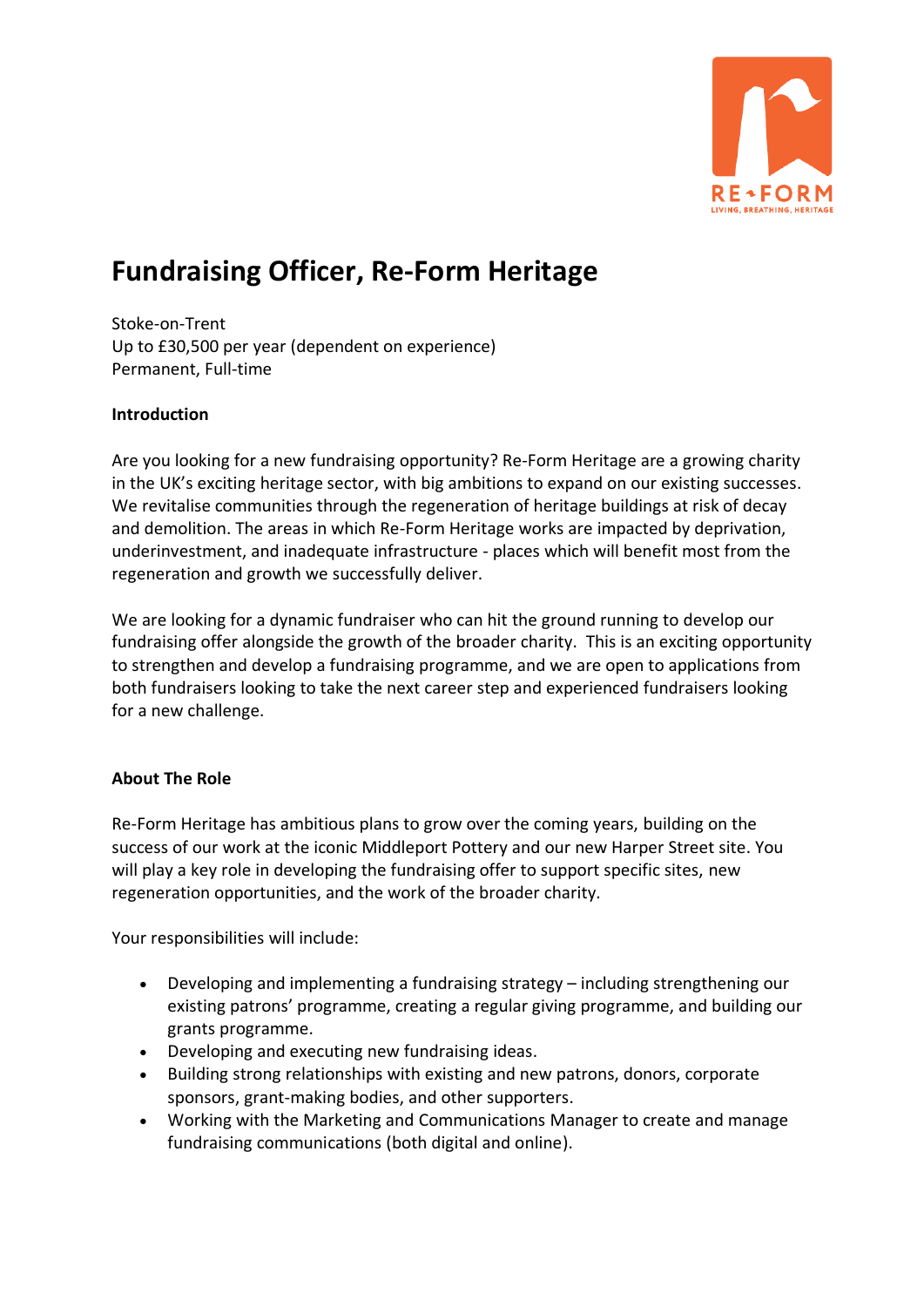# Fundraising Officer, Re-Form Heritage

Stoke-on-Trent
Up to £30,500 per year (dependent on experience)
Permanent, Full-time

**Introduction**

Are you looking for a new fundraising opportunity? Re-Form Heritage are a growing charity in the UK's exciting heritage sector, with big ambitions to expand on our existing successes. We revitalise communities through the regeneration of heritage buildings at risk of decay and demolition. The areas in which Re-Form Heritage works are impacted by deprivation, underinvestment, and inadequate infrastructure - places which will benefit most from the regeneration and growth we successfully deliver.

We are looking for a dynamic fundraiser who can hit the ground running to develop our fundraising offer alongside the growth of the broader charity. This is an exciting opportunity to strengthen and develop a fundraising programme, and we are open to applications from both fundraisers looking to take the next career step and experienced fundraisers looking for a new challenge.

**About The Role**

Re-Form Heritage has ambitious plans to grow over the coming years, building on the success of our work at the iconic Middleport Pottery and our new Harper Street site. You will play a key role in developing the fundraising offer to support specific sites, new regeneration opportunities, and the work of the broader charity.

Your responsibilities will include:

- Developing and implementing a fundraising strategy – including strengthening our existing patrons' programme, creating a regular giving programme, and building our grants programme.
- Developing and executing new fundraising ideas.
- Building strong relationships with existing and new patrons, donors, corporate sponsors, grant-making bodies, and other supporters.
- Working with the Marketing and Communications Manager to create and manage fundraising communications (both digital and online).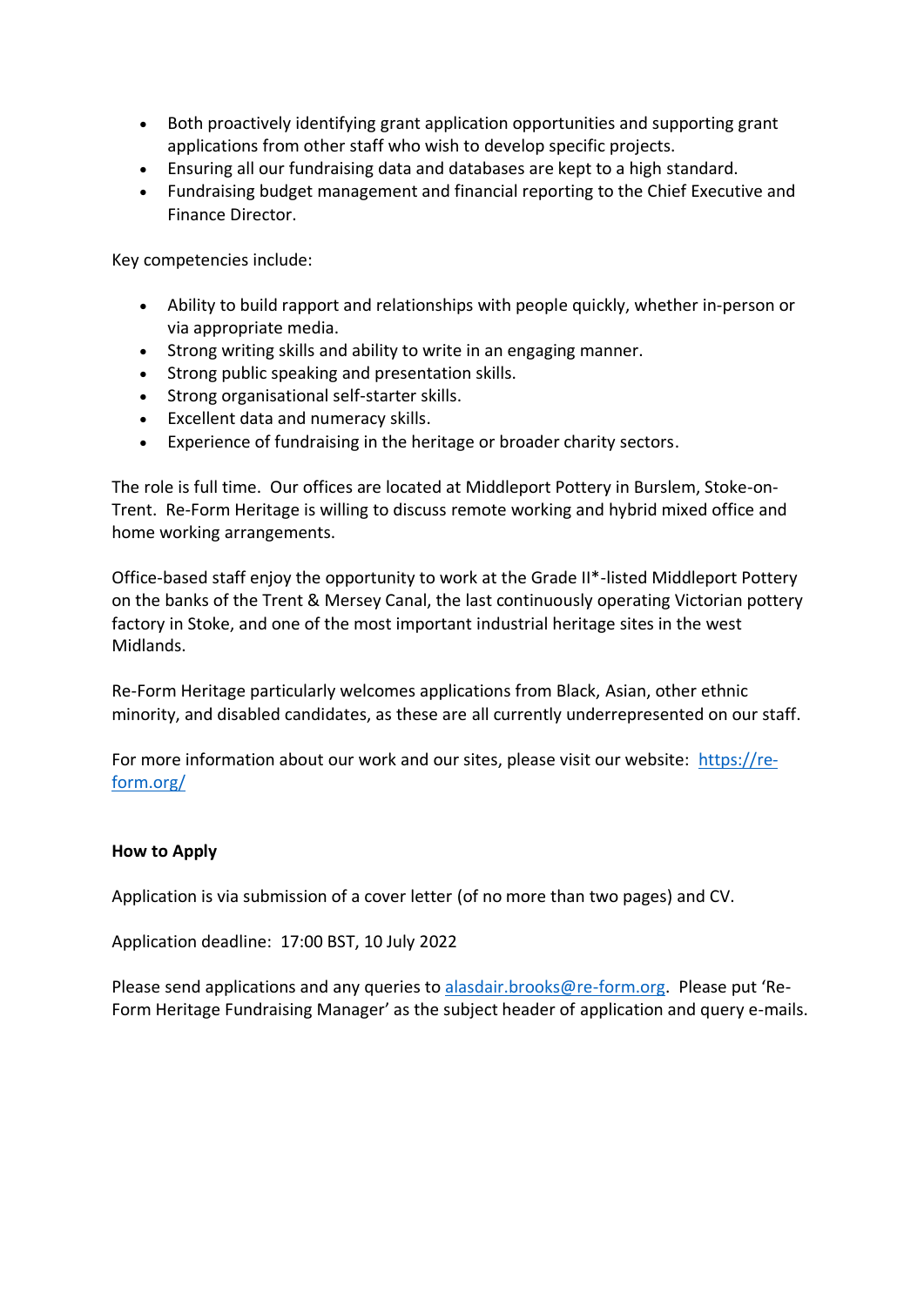- Both proactively identifying grant application opportunities and supporting grant applications from other staff who wish to develop specific projects.
- Ensuring all our fundraising data and databases are kept to a high standard.
- Fundraising budget management and financial reporting to the Chief Executive and Finance Director.

Key competencies include:

- Ability to build rapport and relationships with people quickly, whether in-person or via appropriate media.
- Strong writing skills and ability to write in an engaging manner.
- Strong public speaking and presentation skills.
- Strong organisational self-starter skills.
- Excellent data and numeracy skills.
- Experience of fundraising in the heritage or broader charity sectors.

The role is full time. Our offices are located at Middleport Pottery in Burslem, Stoke-on-Trent. Re-Form Heritage is willing to discuss remote working and hybrid mixed office and home working arrangements.

Office-based staff enjoy the opportunity to work at the Grade II*-listed Middleport Pottery on the banks of the Trent & Mersey Canal, the last continuously operating Victorian pottery factory in Stoke, and one of the most important industrial heritage sites in the west Midlands.

Re-Form Heritage particularly welcomes applications from Black, Asian, other ethnic minority, and disabled candidates, as these are all currently underrepresented on our staff.

For more information about our work and our sites, please visit our website: [https://re-form.org/](https://re-form.org/)

**How to Apply**

Application is via submission of a cover letter (of no more than two pages) and CV.

Application deadline: 17:00 BST, 10 July 2022

Please send applications and any queries to [alasdair.brooks@re-form.org](mailto:alasdair.brooks@re-form.org). Please put 'Re-Form Heritage Fundraising Manager' as the subject header of application and query e-mails.